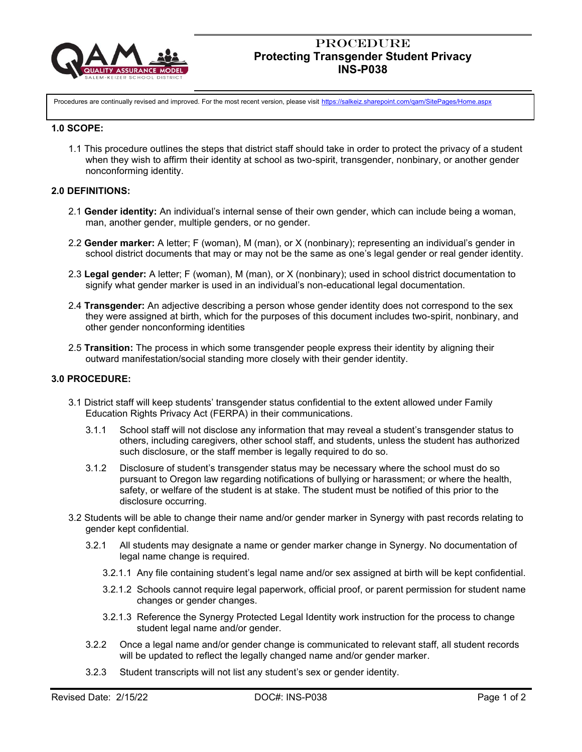# PROCEDURE
## Protecting Transgender Student Privacy
## INS-P038

Procedures are continually revised and improved. For the most recent version, please visit https://salkeiz.sharepoint.com/qam/SitePages/Home.aspx

**1.0 SCOPE:**

1.1 This procedure outlines the steps that district staff should take in order to protect the privacy of a student when they wish to affirm their identity at school as two-spirit, transgender, nonbinary, or another gender nonconforming identity.

**2.0 DEFINITIONS:**

2.1 **Gender identity:** An individual's internal sense of their own gender, which can include being a woman, man, another gender, multiple genders, or no gender.

2.2 **Gender marker:** A letter; F (woman), M (man), or X (nonbinary); representing an individual's gender in school district documents that may or may not be the same as one's legal gender or real gender identity.

2.3 **Legal gender:** A letter; F (woman), M (man), or X (nonbinary); used in school district documentation to signify what gender marker is used in an individual's non-educational legal documentation.

2.4 **Transgender:** An adjective describing a person whose gender identity does not correspond to the sex they were assigned at birth, which for the purposes of this document includes two-spirit, nonbinary, and other gender nonconforming identities

2.5 **Transition:** The process in which some transgender people express their identity by aligning their outward manifestation/social standing more closely with their gender identity.

**3.0 PROCEDURE:**

3.1 District staff will keep students' transgender status confidential to the extent allowed under Family Education Rights Privacy Act (FERPA) in their communications.

3.1.1 School staff will not disclose any information that may reveal a student's transgender status to others, including caregivers, other school staff, and students, unless the student has authorized such disclosure, or the staff member is legally required to do so.

3.1.2 Disclosure of student's transgender status may be necessary where the school must do so pursuant to Oregon law regarding notifications of bullying or harassment; or where the health, safety, or welfare of the student is at stake. The student must be notified of this prior to the disclosure occurring.

3.2 Students will be able to change their name and/or gender marker in Synergy with past records relating to gender kept confidential.

3.2.1 All students may designate a name or gender marker change in Synergy. No documentation of legal name change is required.

3.2.1.1 Any file containing student's legal name and/or sex assigned at birth will be kept confidential.

3.2.1.2 Schools cannot require legal paperwork, official proof, or parent permission for student name changes or gender changes.

3.2.1.3 Reference the Synergy Protected Legal Identity work instruction for the process to change student legal name and/or gender.

3.2.2 Once a legal name and/or gender change is communicated to relevant staff, all student records will be updated to reflect the legally changed name and/or gender marker.

3.2.3 Student transcripts will not list any student's sex or gender identity.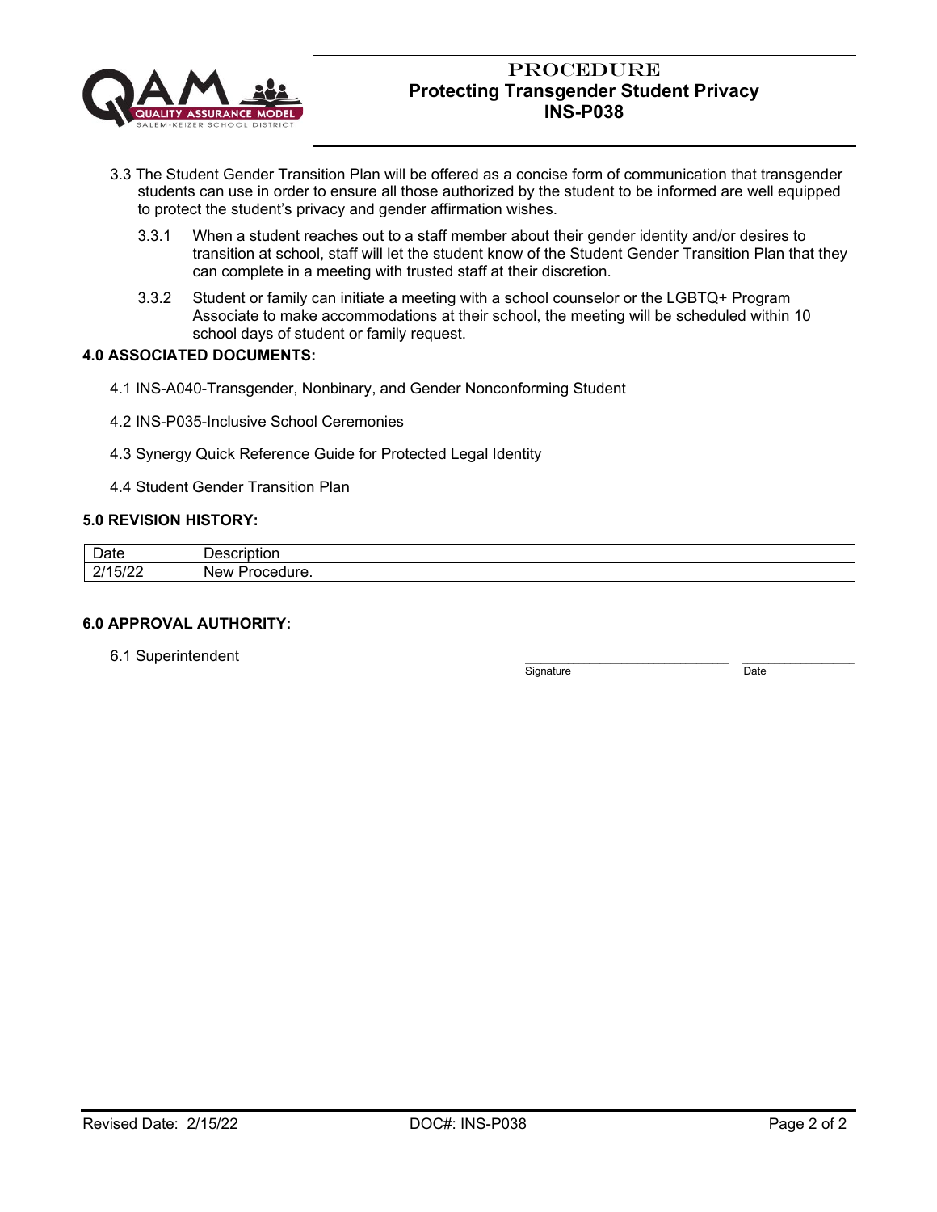3.3 The Student Gender Transition Plan will be offered as a concise form of communication that transgender students can use in order to ensure all those authorized by the student to be informed are well equipped to protect the student's privacy and gender affirmation wishes.

3.3.1 When a student reaches out to a staff member about their gender identity and/or desires to transition at school, staff will let the student know of the Student Gender Transition Plan that they can complete in a meeting with trusted staff at their discretion.

3.3.2 Student or family can initiate a meeting with a school counselor or the LGBTQ+ Program Associate to make accommodations at their school, the meeting will be scheduled within 10 school days of student or family request.

**4.0 ASSOCIATED DOCUMENTS:**

4.1 INS-A040-Transgender, Nonbinary, and Gender Nonconforming Student

4.2 INS-P035-Inclusive School Ceremonies

4.3 Synergy Quick Reference Guide for Protected Legal Identity

4.4 Student Gender Transition Plan

**5.0 REVISION HISTORY:**

| Date | Description |
|---|---|
| 2/15/22 | New Procedure. |

**6.0 APPROVAL AUTHORITY:**

6.1 Superintendent

\_\_\_\_\_\_\_\_\_\_\_\_\_\_\_\_\_\_\_\_\_\_\_\_ \_\_\_\_\_\_\_\_\_\_\_\_\_\_
Signature Date